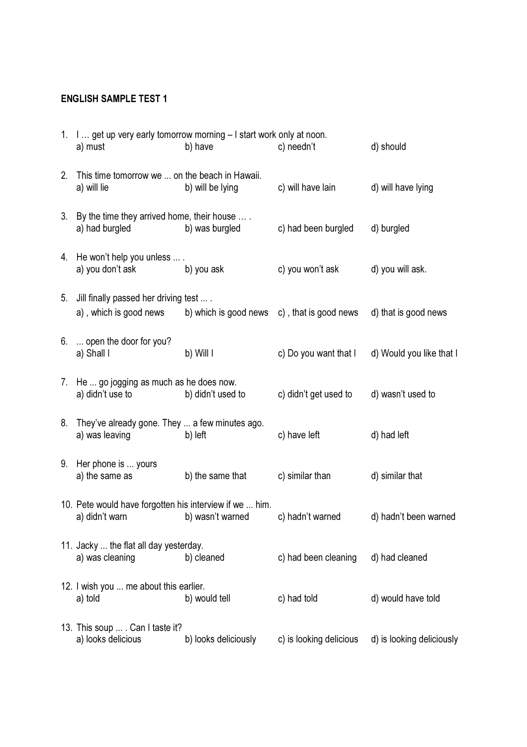**ENGLISH SAMPLE TEST 1**

1. I … get up very early tomorrow morning – I start work only at noon.
   a) must b) have c) needn't d) should

2. This time tomorrow we ... on the beach in Hawaii.
   a) will lie b) will be lying c) will have lain d) will have lying

3. By the time they arrived home, their house … .
   a) had burgled b) was burgled c) had been burgled d) burgled

4. He won't help you unless ... .
   a) you don't ask b) you ask c) you won't ask d) you will ask.

5. Jill finally passed her driving test ... .
   a) , which is good news b) which is good news c) , that is good news d) that is good news

6. ... open the door for you?
   a) Shall I b) Will I c) Do you want that I d) Would you like that I

7. He ... go jogging as much as he does now.
   a) didn't use to b) didn't used to c) didn't get used to d) wasn't used to

8. They've already gone. They ... a few minutes ago.
   a) was leaving b) left c) have left d) had left

9. Her phone is ... yours
   a) the same as b) the same that c) similar than d) similar that

10. Pete would have forgotten his interview if we ... him.
    a) didn't warn b) wasn't warned c) hadn't warned d) hadn't been warned

11. Jacky ... the flat all day yesterday.
    a) was cleaning b) cleaned c) had been cleaning d) had cleaned

12. I wish you ... me about this earlier.
    a) told b) would tell c) had told d) would have told

13. This soup ... . Can I taste it?
    a) looks delicious b) looks deliciously c) is looking delicious d) is looking deliciously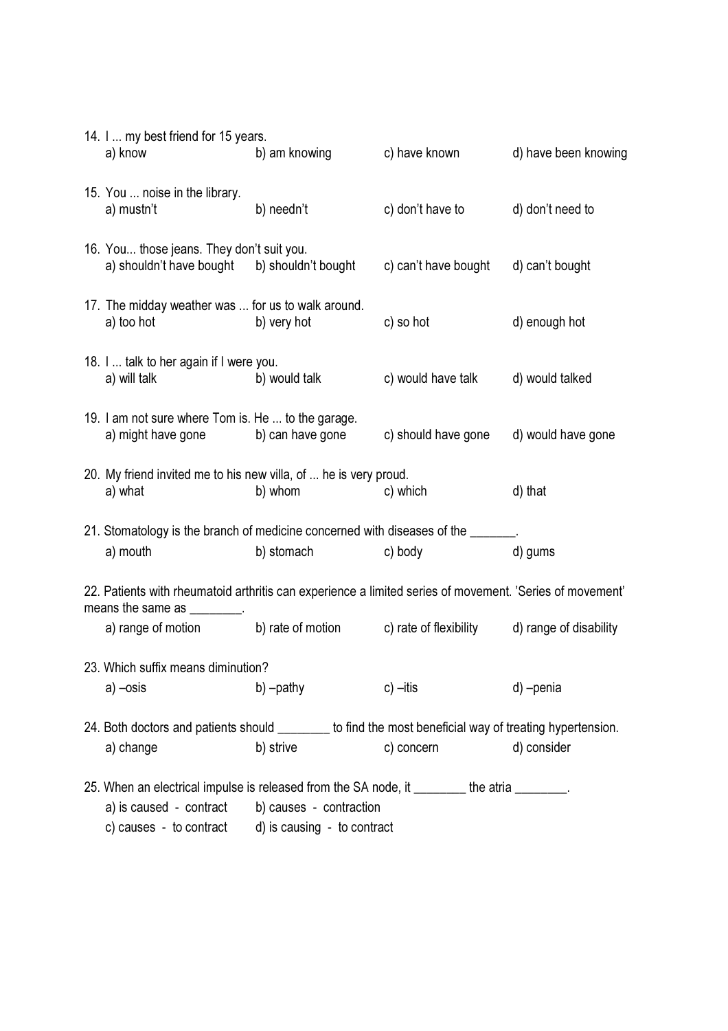14. I ... my best friend for 15 years.
    a) know  b) am knowing  c) have known  d) have been knowing

15. You ... noise in the library.
    a) mustn't  b) needn't  c) don't have to  d) don't need to

16. You... those jeans. They don't suit you.
    a) shouldn't have bought  b) shouldn't bought  c) can't have bought  d) can't bought

17. The midday weather was ... for us to walk around.
    a) too hot  b) very hot  c) so hot  d) enough hot

18. I ... talk to her again if I were you.
    a) will talk  b) would talk  c) would have talk  d) would talked

19. I am not sure where Tom is. He ... to the garage.
    a) might have gone  b) can have gone  c) should have gone  d) would have gone

20. My friend invited me to his new villa, of ... he is very proud.
    a) what  b) whom  c) which  d) that

21. Stomatology is the branch of medicine concerned with diseases of the _______.
    a) mouth  b) stomach  c) body  d) gums

22. Patients with rheumatoid arthritis can experience a limited series of movement. 'Series of movement' means the same as ________.
    a) range of motion  b) rate of motion  c) rate of flexibility  d) range of disability

23. Which suffix means diminution?
    a) –osis  b) –pathy  c) –itis  d) –penia

24. Both doctors and patients should ________ to find the most beneficial way of treating hypertension.
    a) change  b) strive  c) concern  d) consider

25. When an electrical impulse is released from the SA node, it ________ the atria ________.
    a) is caused - contract  b) causes - contraction
    c) causes - to contract  d) is causing - to contract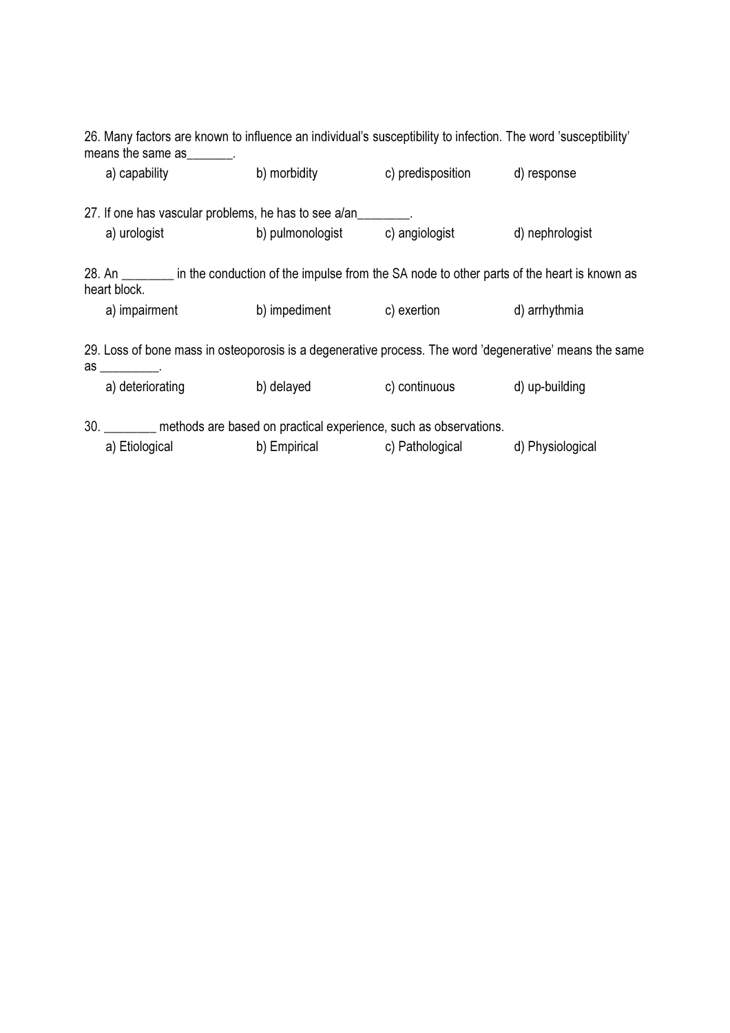26. Many factors are known to influence an individual's susceptibility to infection. The word 'susceptibility' means the same as_______.

a) capability   b) morbidity   c) predisposition   d) response

27. If one has vascular problems, he has to see a/an________.

a) urologist   b) pulmonologist   c) angiologist   d) nephrologist

28. An ________ in the conduction of the impulse from the SA node to other parts of the heart is known as heart block.

a) impairment   b) impediment   c) exertion   d) arrhythmia

29. Loss of bone mass in osteoporosis is a degenerative process. The word 'degenerative' means the same as _________.

a) deteriorating   b) delayed   c) continuous   d) up-building

30. ________ methods are based on practical experience, such as observations.

a) Etiological   b) Empirical   c) Pathological   d) Physiological